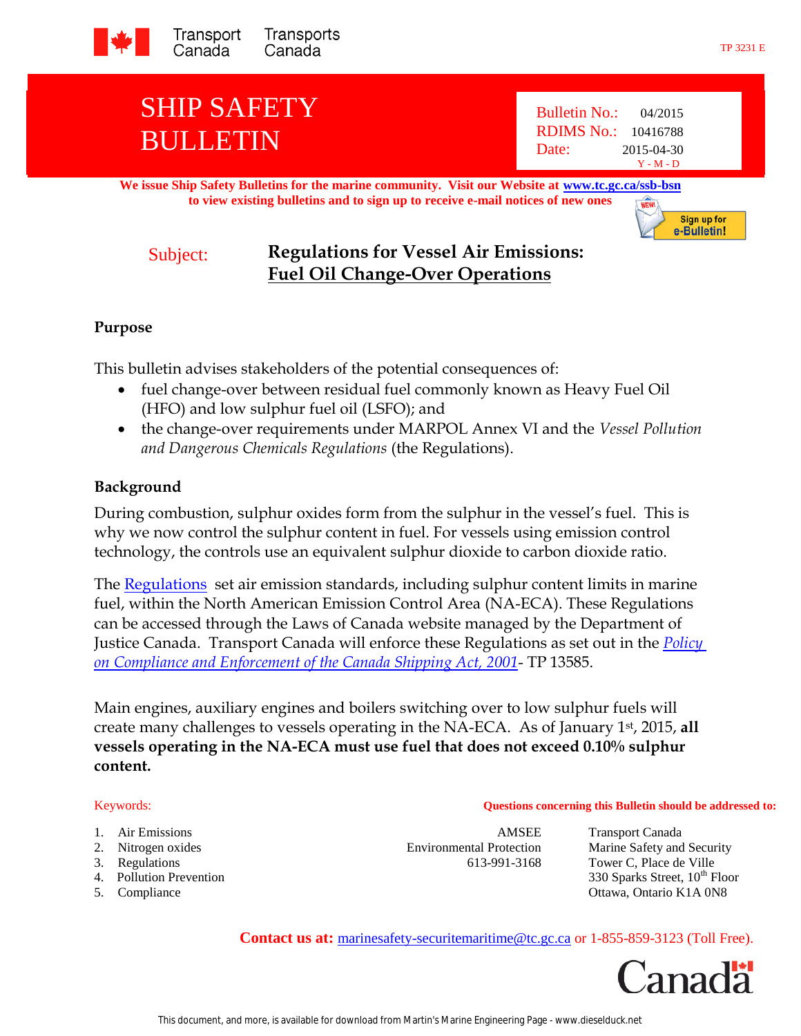Transport Canada / Transports Canada

TP 3231 E

# SHIP SAFETY BULLETIN

Bulletin No.: 04/2015
RDIMS No.: 10416788
Date: 2015-04-30
Y - M - D

**We issue Ship Safety Bulletins for the marine community. Visit our Website at [www.tc.gc.ca/ssb-bsn](www.tc.gc.ca/ssb-bsn) to view existing bulletins and to sign up to receive e-mail notices of new ones**

Sign up for e-Bulletin!

**Subject: Regulations for Vessel Air Emissions: Fuel Oil Change-Over Operations**

## Purpose

This bulletin advises stakeholders of the potential consequences of:

- fuel change-over between residual fuel commonly known as Heavy Fuel Oil (HFO) and low sulphur fuel oil (LSFO); and
- the change-over requirements under MARPOL Annex VI and the *Vessel Pollution and Dangerous Chemicals Regulations* (the Regulations).

## Background

During combustion, sulphur oxides form from the sulphur in the vessel's fuel. This is why we now control the sulphur content in fuel. For vessels using emission control technology, the controls use an equivalent sulphur dioxide to carbon dioxide ratio.

The Regulations set air emission standards, including sulphur content limits in marine fuel, within the North American Emission Control Area (NA-ECA). These Regulations can be accessed through the Laws of Canada website managed by the Department of Justice Canada. Transport Canada will enforce these Regulations as set out in the *Policy on Compliance and Enforcement of the Canada Shipping Act, 2001*- TP 13585.

Main engines, auxiliary engines and boilers switching over to low sulphur fuels will create many challenges to vessels operating in the NA-ECA. As of January 1st, 2015, **all vessels operating in the NA-ECA must use fuel that does not exceed 0.10% sulphur content.**

Keywords:

1. Air Emissions
2. Nitrogen oxides
3. Regulations
4. Pollution Prevention
5. Compliance

**Questions concerning this Bulletin should be addressed to:**

AMSEE
Environmental Protection
613-991-3168

Transport Canada
Marine Safety and Security
Tower C, Place de Ville
330 Sparks Street, 10th Floor
Ottawa, Ontario K1A 0N8

**Contact us at:** marinesafety-securitemaritime@tc.gc.ca or 1-855-859-3123 (Toll Free).

Canada

This document, and more, is available for download from Martin's Marine Engineering Page - www.dieselduck.net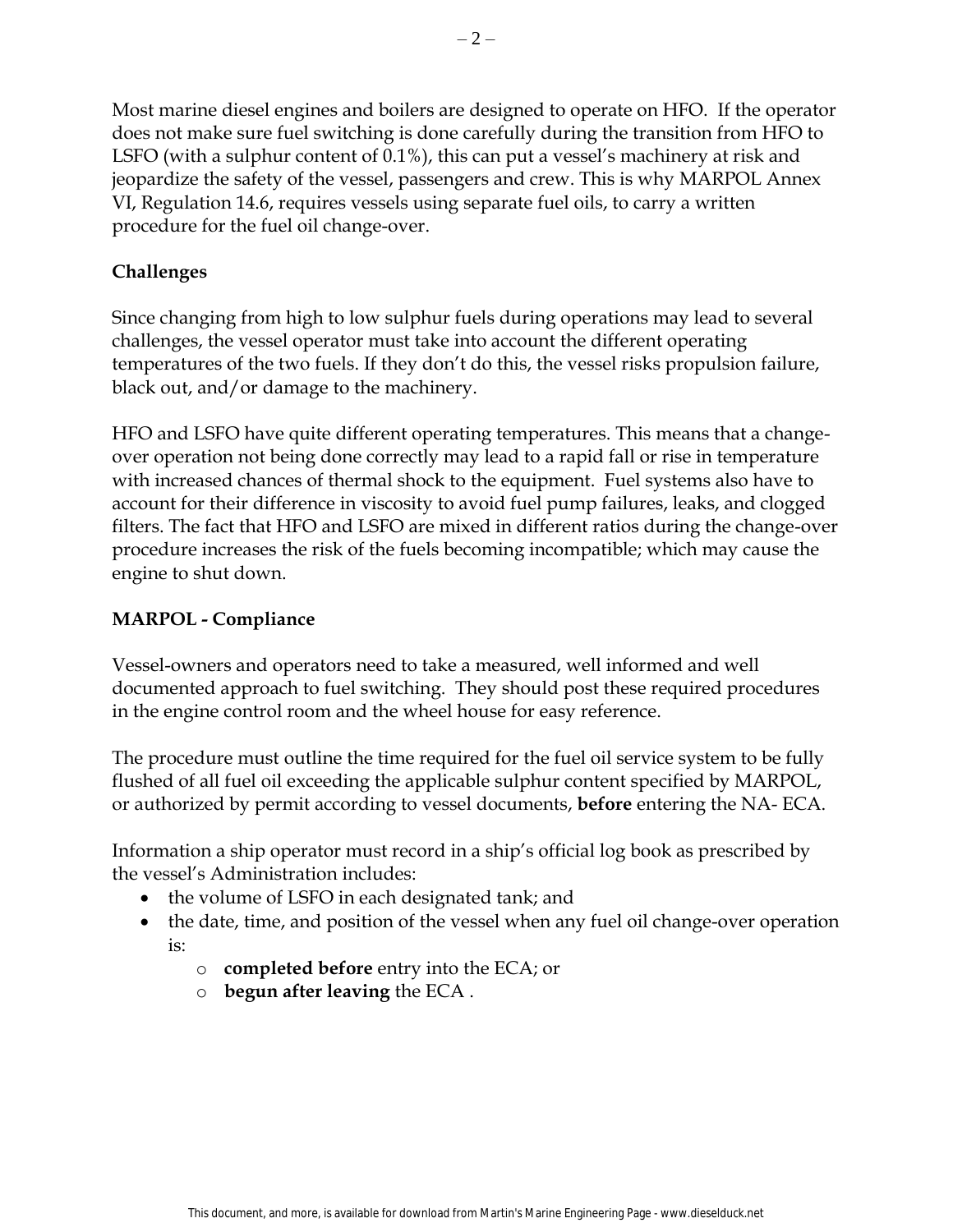Most marine diesel engines and boilers are designed to operate on HFO. If the operator does not make sure fuel switching is done carefully during the transition from HFO to LSFO (with a sulphur content of 0.1%), this can put a vessel's machinery at risk and jeopardize the safety of the vessel, passengers and crew. This is why MARPOL Annex VI, Regulation 14.6, requires vessels using separate fuel oils, to carry a written procedure for the fuel oil change-over.

**Challenges**

Since changing from high to low sulphur fuels during operations may lead to several challenges, the vessel operator must take into account the different operating temperatures of the two fuels. If they don't do this, the vessel risks propulsion failure, black out, and/or damage to the machinery.

HFO and LSFO have quite different operating temperatures. This means that a change-over operation not being done correctly may lead to a rapid fall or rise in temperature with increased chances of thermal shock to the equipment. Fuel systems also have to account for their difference in viscosity to avoid fuel pump failures, leaks, and clogged filters. The fact that HFO and LSFO are mixed in different ratios during the change-over procedure increases the risk of the fuels becoming incompatible; which may cause the engine to shut down.

**MARPOL - Compliance**

Vessel-owners and operators need to take a measured, well informed and well documented approach to fuel switching. They should post these required procedures in the engine control room and the wheel house for easy reference.

The procedure must outline the time required for the fuel oil service system to be fully flushed of all fuel oil exceeding the applicable sulphur content specified by MARPOL, or authorized by permit according to vessel documents, **before** entering the NA- ECA.

Information a ship operator must record in a ship's official log book as prescribed by the vessel's Administration includes:

- the volume of LSFO in each designated tank; and
- the date, time, and position of the vessel when any fuel oil change-over operation is:
  - **completed before** entry into the ECA; or
  - **begun after leaving** the ECA .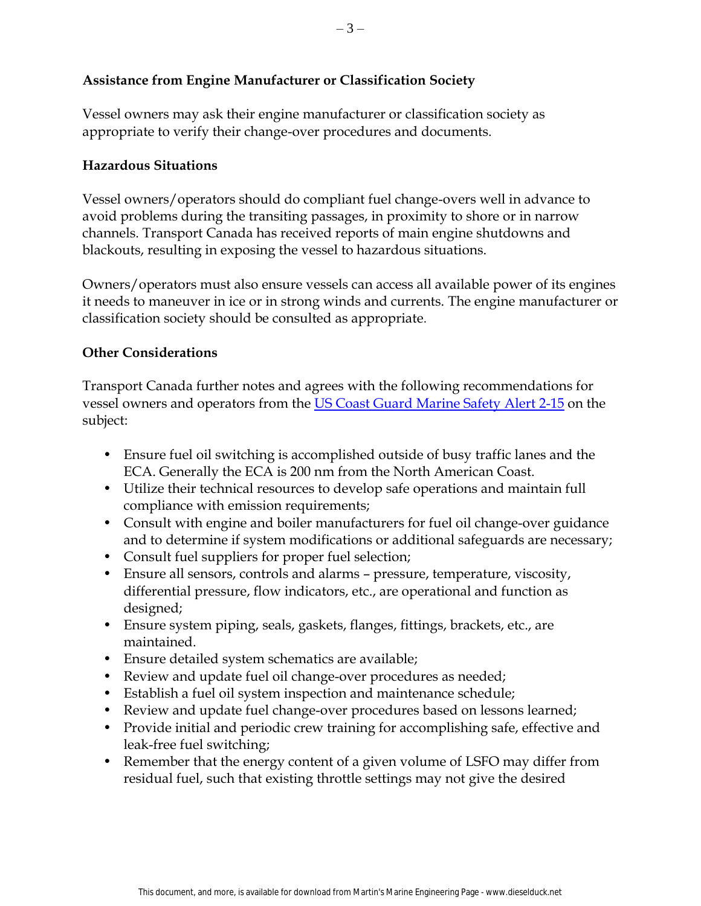**Assistance from Engine Manufacturer or Classification Society**

Vessel owners may ask their engine manufacturer or classification society as appropriate to verify their change-over procedures and documents.

**Hazardous Situations**

Vessel owners/operators should do compliant fuel change-overs well in advance to avoid problems during the transiting passages, in proximity to shore or in narrow channels. Transport Canada has received reports of main engine shutdowns and blackouts, resulting in exposing the vessel to hazardous situations.

Owners/operators must also ensure vessels can access all available power of its engines it needs to maneuver in ice or in strong winds and currents. The engine manufacturer or classification society should be consulted as appropriate.

**Other Considerations**

Transport Canada further notes and agrees with the following recommendations for vessel owners and operators from the [US Coast Guard Marine Safety Alert 2-15]() on the subject:

- Ensure fuel oil switching is accomplished outside of busy traffic lanes and the ECA. Generally the ECA is 200 nm from the North American Coast.
- Utilize their technical resources to develop safe operations and maintain full compliance with emission requirements;
- Consult with engine and boiler manufacturers for fuel oil change-over guidance and to determine if system modifications or additional safeguards are necessary;
- Consult fuel suppliers for proper fuel selection;
- Ensure all sensors, controls and alarms – pressure, temperature, viscosity, differential pressure, flow indicators, etc., are operational and function as designed;
- Ensure system piping, seals, gaskets, flanges, fittings, brackets, etc., are maintained.
- Ensure detailed system schematics are available;
- Review and update fuel oil change-over procedures as needed;
- Establish a fuel oil system inspection and maintenance schedule;
- Review and update fuel change-over procedures based on lessons learned;
- Provide initial and periodic crew training for accomplishing safe, effective and leak-free fuel switching;
- Remember that the energy content of a given volume of LSFO may differ from residual fuel, such that existing throttle settings may not give the desired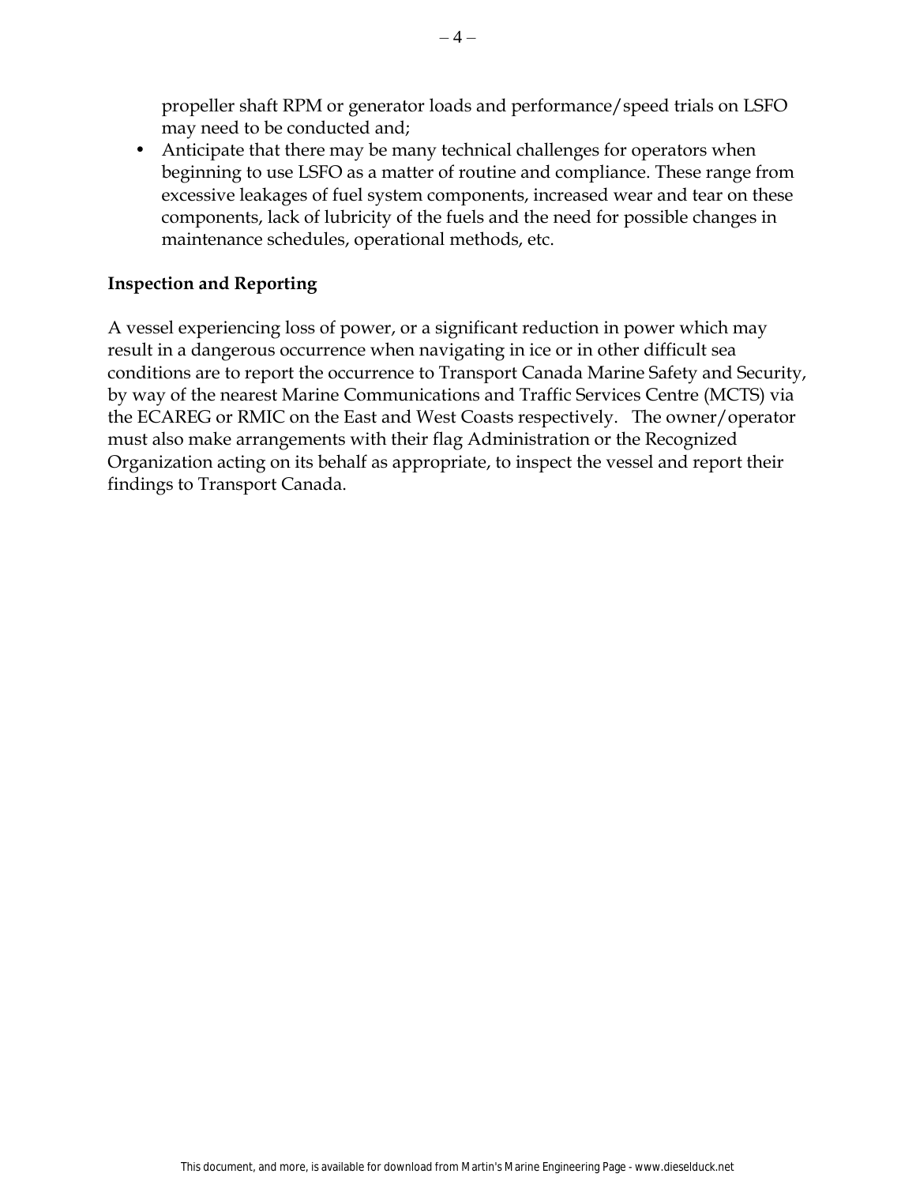propeller shaft RPM or generator loads and performance/speed trials on LSFO may need to be conducted and;

- Anticipate that there may be many technical challenges for operators when beginning to use LSFO as a matter of routine and compliance. These range from excessive leakages of fuel system components, increased wear and tear on these components, lack of lubricity of the fuels and the need for possible changes in maintenance schedules, operational methods, etc.

**Inspection and Reporting**

A vessel experiencing loss of power, or a significant reduction in power which may result in a dangerous occurrence when navigating in ice or in other difficult sea conditions are to report the occurrence to Transport Canada Marine Safety and Security, by way of the nearest Marine Communications and Traffic Services Centre (MCTS) via the ECAREG or RMIC on the East and West Coasts respectively. The owner/operator must also make arrangements with their flag Administration or the Recognized Organization acting on its behalf as appropriate, to inspect the vessel and report their findings to Transport Canada.